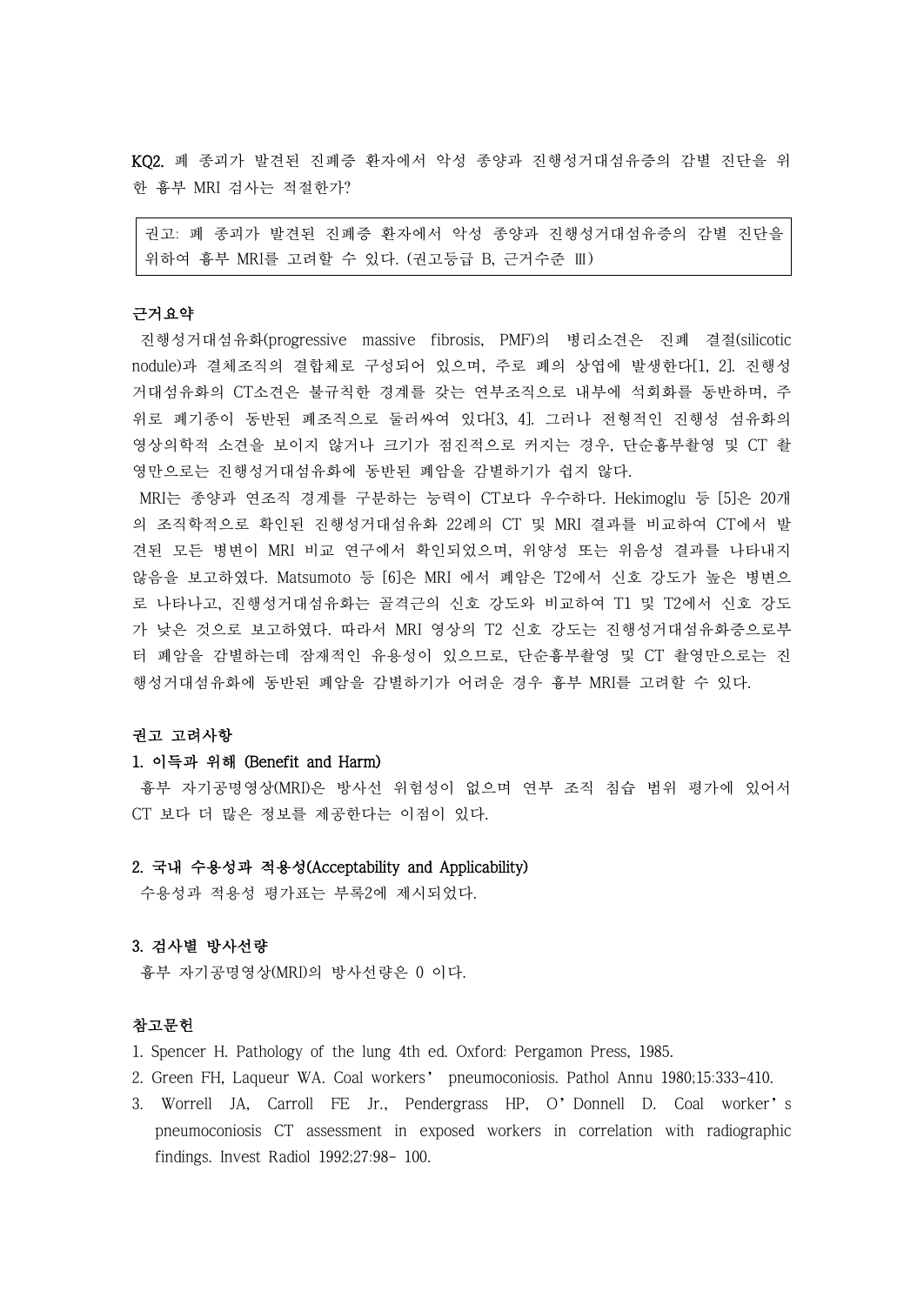**KQ2.** 폐 종괴가 발견된 진폐증 환자에서 악성 종양과 진행성거대섬유증의 감별 진단을 위한 흉부 MRI 검사는 적절한가?

| 권고: 폐 종괴가 발견된 진폐증 환자에서 악성 종양과 진행성거대섬유증의 감별 진단을 위하여 흉부 MRI를 고려할 수 있다. (권고등급 B, 근거수준 Ⅲ) |
| --- |

**근거요약**

진행성거대섬유화(progressive massive fibrosis, PMF)의 병리소견은 진폐 결절(silicotic nodule)과 결체조직의 결합체로 구성되어 있으며, 주로 폐의 상엽에 발생한다[1, 2]. 진행성거대섬유화의 CT소견은 불규칙한 경계를 갖는 연부조직으로 내부에 석회화를 동반하며, 주위로 폐기종이 동반된 폐조직으로 둘러싸여 있다[3, 4]. 그러나 전형적인 진행성 섬유화의 영상의학적 소견을 보이지 않거나 크기가 점진적으로 커지는 경우, 단순흉부촬영 및 CT 촬영만으로는 진행성거대섬유화에 동반된 폐암을 감별하기가 쉽지 않다.

MRI는 종양과 연조직 경계를 구분하는 능력이 CT보다 우수하다. Hekimoglu 등 [5]은 20개의 조직학적으로 확인된 진행성거대섬유화 22례의 CT 및 MRI 결과를 비교하여 CT에서 발견된 모든 병변이 MRI 비교 연구에서 확인되었으며, 위양성 또는 위음성 결과를 나타내지 않음을 보고하였다. Matsumoto 등 [6]은 MRI 에서 폐암은 T2에서 신호 강도가 높은 병변으로 나타나고, 진행성거대섬유화는 골격근의 신호 강도와 비교하여 T1 및 T2에서 신호 강도가 낮은 것으로 보고하였다. 따라서 MRI 영상의 T2 신호 강도는 진행성거대섬유화증으로부터 폐암을 감별하는데 잠재적인 유용성이 있으므로, 단순흉부촬영 및 CT 촬영만으로는 진행성거대섬유화에 동반된 폐암을 감별하기가 어려운 경우 흉부 MRI를 고려할 수 있다.

**권고 고려사항**

**1. 이득과 위해 (Benefit and Harm)**

흉부 자기공명영상(MRI)은 방사선 위험성이 없으며 연부 조직 침습 범위 평가에 있어서 CT 보다 더 많은 정보를 제공한다는 이점이 있다.

**2. 국내 수용성과 적용성(Acceptability and Applicability)**

수용성과 적용성 평가표는 부록2에 제시되었다.

**3. 검사별 방사선량**

흉부 자기공명영상(MRI)의 방사선량은 0 이다.

**참고문헌**

1. Spencer H. Pathology of the lung 4th ed. Oxford: Pergamon Press, 1985.
2. Green FH, Laqueur WA. Coal workers' pneumoconiosis. Pathol Annu 1980;15:333-410.
3. Worrell JA, Carroll FE Jr., Pendergrass HP, O'Donnell D. Coal worker's pneumoconiosis CT assessment in exposed workers in correlation with radiographic findings. Invest Radiol 1992;27:98- 100.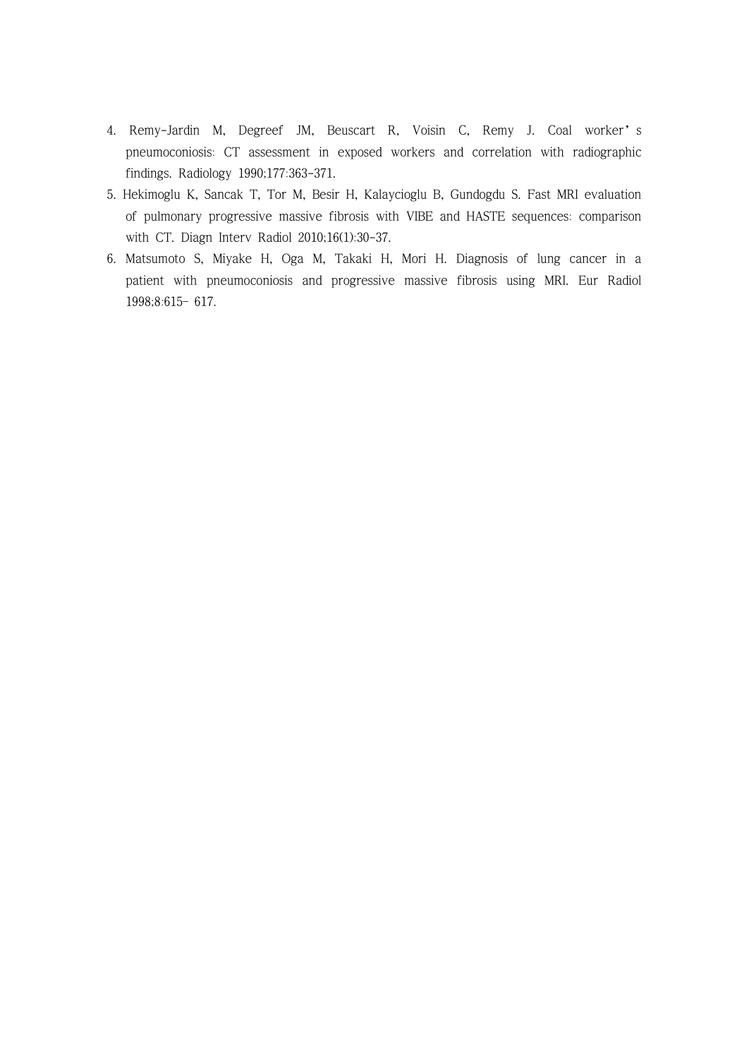4. Remy-Jardin M, Degreef JM, Beuscart R, Voisin C, Remy J. Coal worker's pneumoconiosis: CT assessment in exposed workers and correlation with radiographic findings. Radiology 1990;177:363-371.
5. Hekimoglu K, Sancak T, Tor M, Besir H, Kalaycioglu B, Gundogdu S. Fast MRI evaluation of pulmonary progressive massive fibrosis with VIBE and HASTE sequences: comparison with CT. Diagn Interv Radiol 2010;16(1):30-37.
6. Matsumoto S, Miyake H, Oga M, Takaki H, Mori H. Diagnosis of lung cancer in a patient with pneumoconiosis and progressive massive fibrosis using MRI. Eur Radiol 1998;8:615- 617.